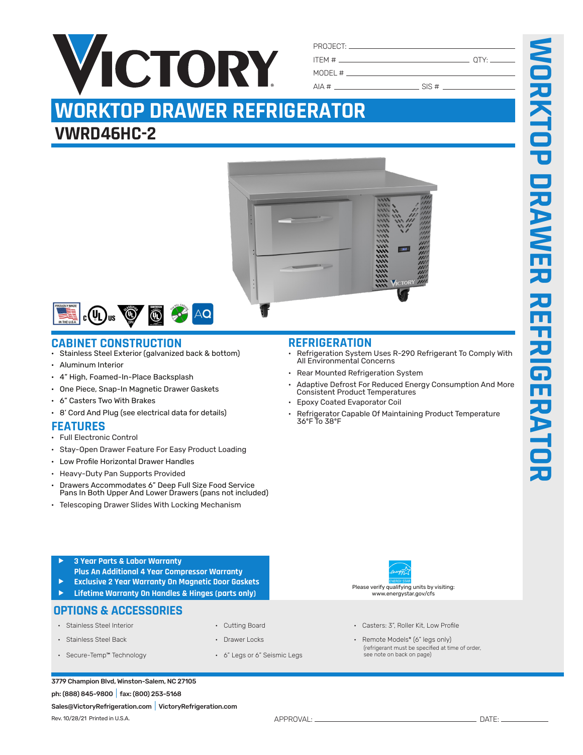# VICTORY

PROJECT: ____________________

ITEM # ____________________ QTY: ________

MODEL # ____________________

AIA # ____________________ SIS # ____________________

# WORKTOP DRAWER REFRIGERATOR

## VWRD46HC-2

## CABINET CONSTRUCTION

- Stainless Steel Exterior (galvanized back & bottom)
- Aluminum Interior
- 4" High, Foamed-In-Place Backsplash
- One Piece, Snap-In Magnetic Drawer Gaskets
- 6" Casters Two With Brakes
- 8' Cord And Plug (see electrical data for details)

## FEATURES

- Full Electronic Control
- Stay-Open Drawer Feature For Easy Product Loading
- Low Profile Horizontal Drawer Handles
- Heavy-Duty Pan Supports Provided
- Drawers Accommodates 6" Deep Full Size Food Service Pans In Both Upper And Lower Drawers (pans not included)
- Telescoping Drawer Slides With Locking Mechanism

## REFRIGERATION

- Refrigeration System Uses R-290 Refrigerant To Comply With All Environmental Concerns
- Rear Mounted Refrigeration System
- Adaptive Defrost For Reduced Energy Consumption And More Consistent Product Temperatures
- Epoxy Coated Evaporator Coil
- Refrigerator Capable Of Maintaining Product Temperature 36°F To 38°F

- **3 Year Parts & Labor Warranty Plus An Additional 4 Year Compressor Warranty**
- **Exclusive 2 Year Warranty On Magnetic Door Gaskets**
- **Lifetime Warranty On Handles & Hinges (parts only)**

Please verify qualifying units by visiting: www.energystar.gov/cfs

## OPTIONS & ACCESSORIES

- Stainless Steel Interior
- Stainless Steel Back
- Secure-Temp™ Technology
- Cutting Board
- Drawer Locks
- 6" Legs or 6" Seismic Legs
- Casters: 3", Roller Kit, Low Profile
- Remote Models* (6" legs only) (refrigerant must be specified at time of order, see note on back on page)

**3779 Champion Blvd, Winston-Salem, NC 27105**

**ph: (888) 845-9800** | **fax: (800) 253-5168**

**Sales@VictoryRefrigeration.com** | **VictoryRefrigeration.com**

Rev. 10/28/21 Printed in U.S.A.

APPROVAL: ____________________ DATE: ________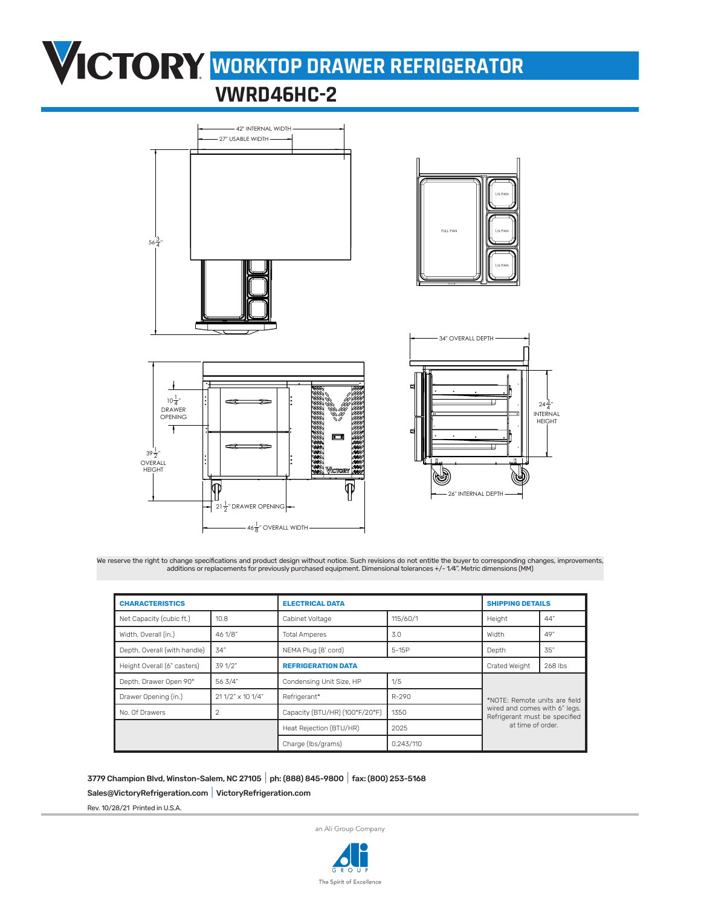# VICTORY WORKTOP DRAWER REFRIGERATOR

## VWRD46HC-2

42" INTERNAL WIDTH

27" USABLE WIDTH

56 3/4"

FULL PAN

1/6 PAN

1/6 PAN

1/6 PAN

34" OVERALL DEPTH

10 1/4" DRAWER OPENING

39 1/2" OVERALL HEIGHT

24 3/4" INTERNAL HEIGHT

21 1/2" DRAWER OPENING

46 1/8" OVERALL WIDTH

26" INTERNAL DEPTH

We reserve the right to change specifications and product design without notice. Such revisions do not entitle the buyer to corresponding changes, improvements, additions or replacements for previously purchased equipment. Dimensional tolerances +/- 1/4". Metric dimensions (MM)

| CHARACTERISTICS | | ELECTRICAL DATA | | SHIPPING DETAILS | |
|---|---|---|---|---|---|
| Net Capacity (cubic ft.) | 10.8 | Cabinet Voltage | 115/60/1 | Height | 44" |
| Width, Overall (in.) | 46 1/8" | Total Amperes | 3.0 | Width | 49" |
| Depth, Overall (with handle) | 34" | NEMA Plug (8' cord) | 5-15P | Depth | 35" |
| Height Overall (6" casters) | 39 1/2" | **REFRIGERATION DATA** | | Crated Weight | 268 lbs |
| Depth, Drawer Open 90° | 56 3/4" | Condensing Unit Size, HP | 1/5 | *NOTE: Remote units are field wired and comes with 6" legs. Refrigerant must be specified at time of order. | |
| Drawer Opening (in.) | 21 1/2" x 10 1/4" | Refrigerant* | R-290 | | |
| No. Of Drawers | 2 | Capacity (BTU/HR) (100°F/20°F) | 1350 | | |
| | | Heat Rejection (BTU/HR) | 2025 | | |
| | | Charge (lbs/grams) | 0.243/110 | | |

**3779 Champion Blvd, Winston-Salem, NC 27105 | ph: (888) 845-9800 | fax: (800) 253-5168**

**Sales@VictoryRefrigeration.com | VictoryRefrigeration.com**

Rev. 10/28/21 Printed in U.S.A.

an Ali Group Company

The Spirit of Excellence